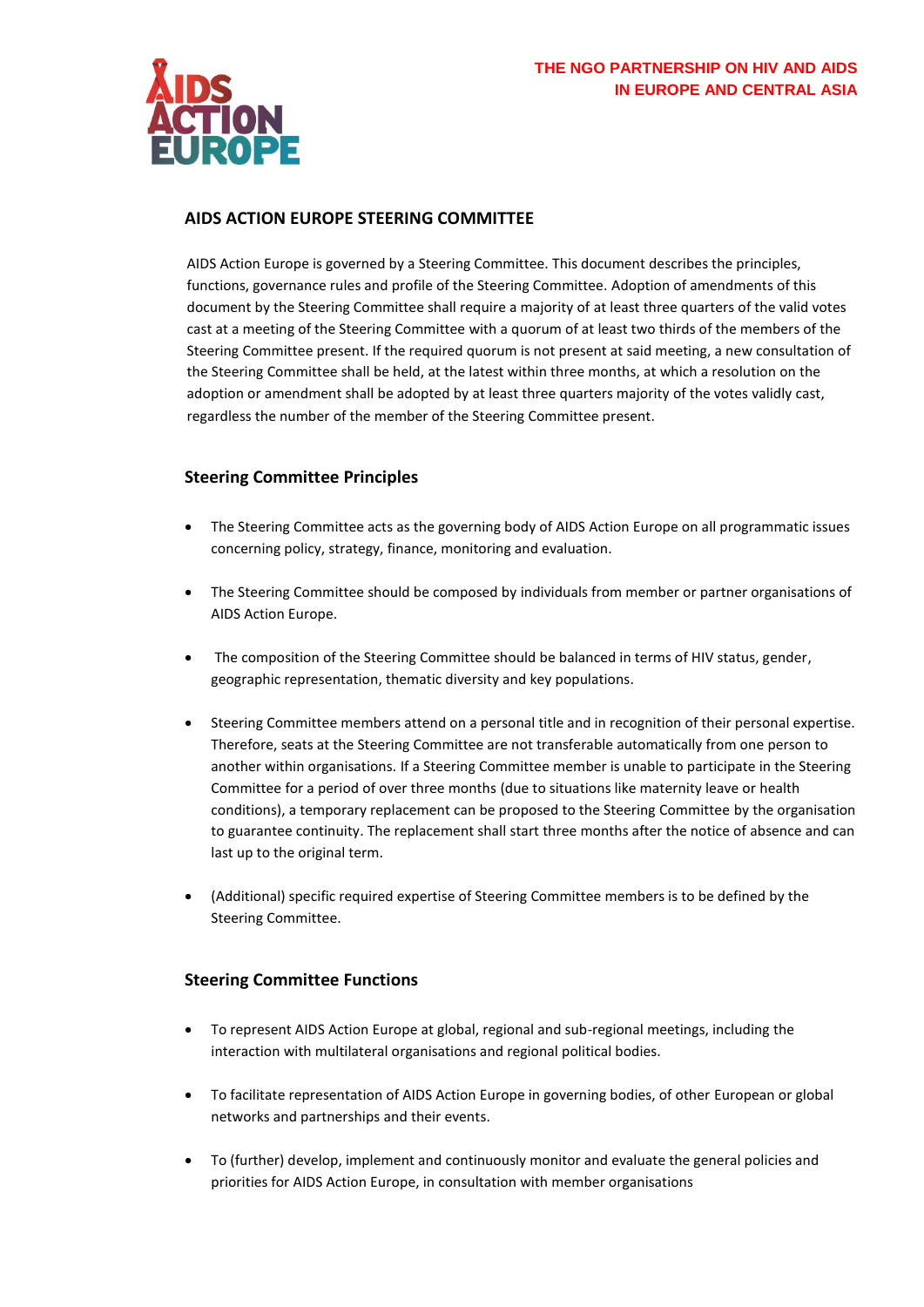THE NGO PARTNERSHIP ON HIV AND AIDS IN EUROPE AND CENTRAL ASIA

# AIDS ACTION EUROPE STEERING COMMITTEE

AIDS Action Europe is governed by a Steering Committee. This document describes the principles, functions, governance rules and profile of the Steering Committee. Adoption of amendments of this document by the Steering Committee shall require a majority of at least three quarters of the valid votes cast at a meeting of the Steering Committee with a quorum of at least two thirds of the members of the Steering Committee present. If the required quorum is not present at said meeting, a new consultation of the Steering Committee shall be held, at the latest within three months, at which a resolution on the adoption or amendment shall be adopted by at least three quarters majority of the votes validly cast, regardless the number of the member of the Steering Committee present.

## Steering Committee Principles

- The Steering Committee acts as the governing body of AIDS Action Europe on all programmatic issues concerning policy, strategy, finance, monitoring and evaluation.
- The Steering Committee should be composed by individuals from member or partner organisations of AIDS Action Europe.
- The composition of the Steering Committee should be balanced in terms of HIV status, gender, geographic representation, thematic diversity and key populations.
- Steering Committee members attend on a personal title and in recognition of their personal expertise. Therefore, seats at the Steering Committee are not transferable automatically from one person to another within organisations. If a Steering Committee member is unable to participate in the Steering Committee for a period of over three months (due to situations like maternity leave or health conditions), a temporary replacement can be proposed to the Steering Committee by the organisation to guarantee continuity. The replacement shall start three months after the notice of absence and can last up to the original term.
- (Additional) specific required expertise of Steering Committee members is to be defined by the Steering Committee.

## Steering Committee Functions

- To represent AIDS Action Europe at global, regional and sub-regional meetings, including the interaction with multilateral organisations and regional political bodies.
- To facilitate representation of AIDS Action Europe in governing bodies, of other European or global networks and partnerships and their events.
- To (further) develop, implement and continuously monitor and evaluate the general policies and priorities for AIDS Action Europe, in consultation with member organisations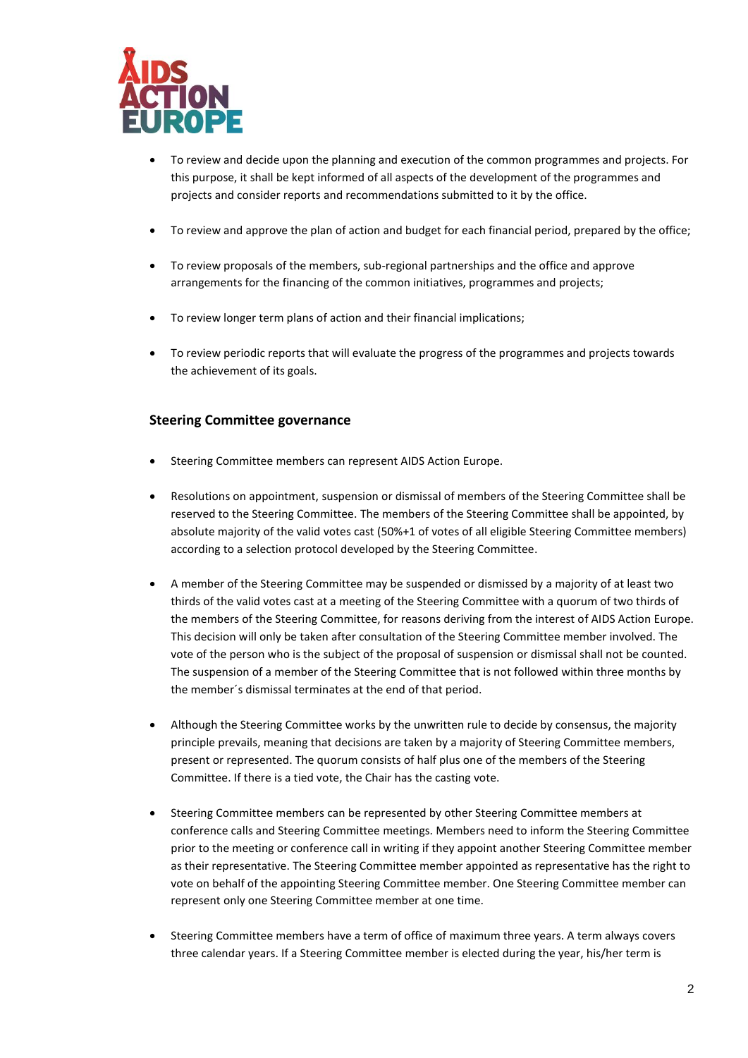- To review and decide upon the planning and execution of the common programmes and projects. For this purpose, it shall be kept informed of all aspects of the development of the programmes and projects and consider reports and recommendations submitted to it by the office.

- To review and approve the plan of action and budget for each financial period, prepared by the office;

- To review proposals of the members, sub-regional partnerships and the office and approve arrangements for the financing of the common initiatives, programmes and projects;

- To review longer term plans of action and their financial implications;

- To review periodic reports that will evaluate the progress of the programmes and projects towards the achievement of its goals.

### Steering Committee governance

- Steering Committee members can represent AIDS Action Europe.

- Resolutions on appointment, suspension or dismissal of members of the Steering Committee shall be reserved to the Steering Committee. The members of the Steering Committee shall be appointed, by absolute majority of the valid votes cast (50%+1 of votes of all eligible Steering Committee members) according to a selection protocol developed by the Steering Committee.

- A member of the Steering Committee may be suspended or dismissed by a majority of at least two thirds of the valid votes cast at a meeting of the Steering Committee with a quorum of two thirds of the members of the Steering Committee, for reasons deriving from the interest of AIDS Action Europe. This decision will only be taken after consultation of the Steering Committee member involved. The vote of the person who is the subject of the proposal of suspension or dismissal shall not be counted. The suspension of a member of the Steering Committee that is not followed within three months by the member´s dismissal terminates at the end of that period.

- Although the Steering Committee works by the unwritten rule to decide by consensus, the majority principle prevails, meaning that decisions are taken by a majority of Steering Committee members, present or represented. The quorum consists of half plus one of the members of the Steering Committee. If there is a tied vote, the Chair has the casting vote.

- Steering Committee members can be represented by other Steering Committee members at conference calls and Steering Committee meetings. Members need to inform the Steering Committee prior to the meeting or conference call in writing if they appoint another Steering Committee member as their representative. The Steering Committee member appointed as representative has the right to vote on behalf of the appointing Steering Committee member. One Steering Committee member can represent only one Steering Committee member at one time.

- Steering Committee members have a term of office of maximum three years. A term always covers three calendar years. If a Steering Committee member is elected during the year, his/her term is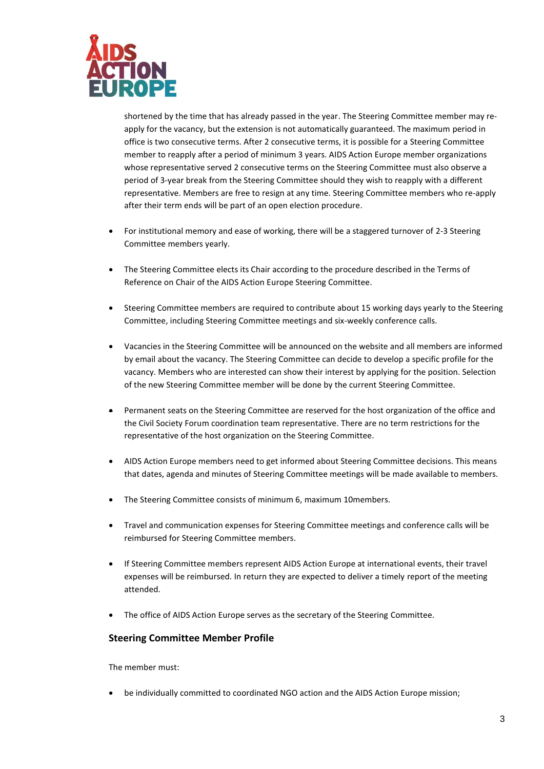shortened by the time that has already passed in the year. The Steering Committee member may re-apply for the vacancy, but the extension is not automatically guaranteed. The maximum period in office is two consecutive terms. After 2 consecutive terms, it is possible for a Steering Committee member to reapply after a period of minimum 3 years. AIDS Action Europe member organizations whose representative served 2 consecutive terms on the Steering Committee must also observe a period of 3-year break from the Steering Committee should they wish to reapply with a different representative. Members are free to resign at any time. Steering Committee members who re-apply after their term ends will be part of an open election procedure.

- For institutional memory and ease of working, there will be a staggered turnover of 2-3 Steering Committee members yearly.
- The Steering Committee elects its Chair according to the procedure described in the Terms of Reference on Chair of the AIDS Action Europe Steering Committee.
- Steering Committee members are required to contribute about 15 working days yearly to the Steering Committee, including Steering Committee meetings and six-weekly conference calls.
- Vacancies in the Steering Committee will be announced on the website and all members are informed by email about the vacancy. The Steering Committee can decide to develop a specific profile for the vacancy. Members who are interested can show their interest by applying for the position. Selection of the new Steering Committee member will be done by the current Steering Committee.
- Permanent seats on the Steering Committee are reserved for the host organization of the office and the Civil Society Forum coordination team representative. There are no term restrictions for the representative of the host organization on the Steering Committee.
- AIDS Action Europe members need to get informed about Steering Committee decisions. This means that dates, agenda and minutes of Steering Committee meetings will be made available to members.
- The Steering Committee consists of minimum 6, maximum 10members.
- Travel and communication expenses for Steering Committee meetings and conference calls will be reimbursed for Steering Committee members.
- If Steering Committee members represent AIDS Action Europe at international events, their travel expenses will be reimbursed. In return they are expected to deliver a timely report of the meeting attended.
- The office of AIDS Action Europe serves as the secretary of the Steering Committee.

## Steering Committee Member Profile

The member must:

- be individually committed to coordinated NGO action and the AIDS Action Europe mission;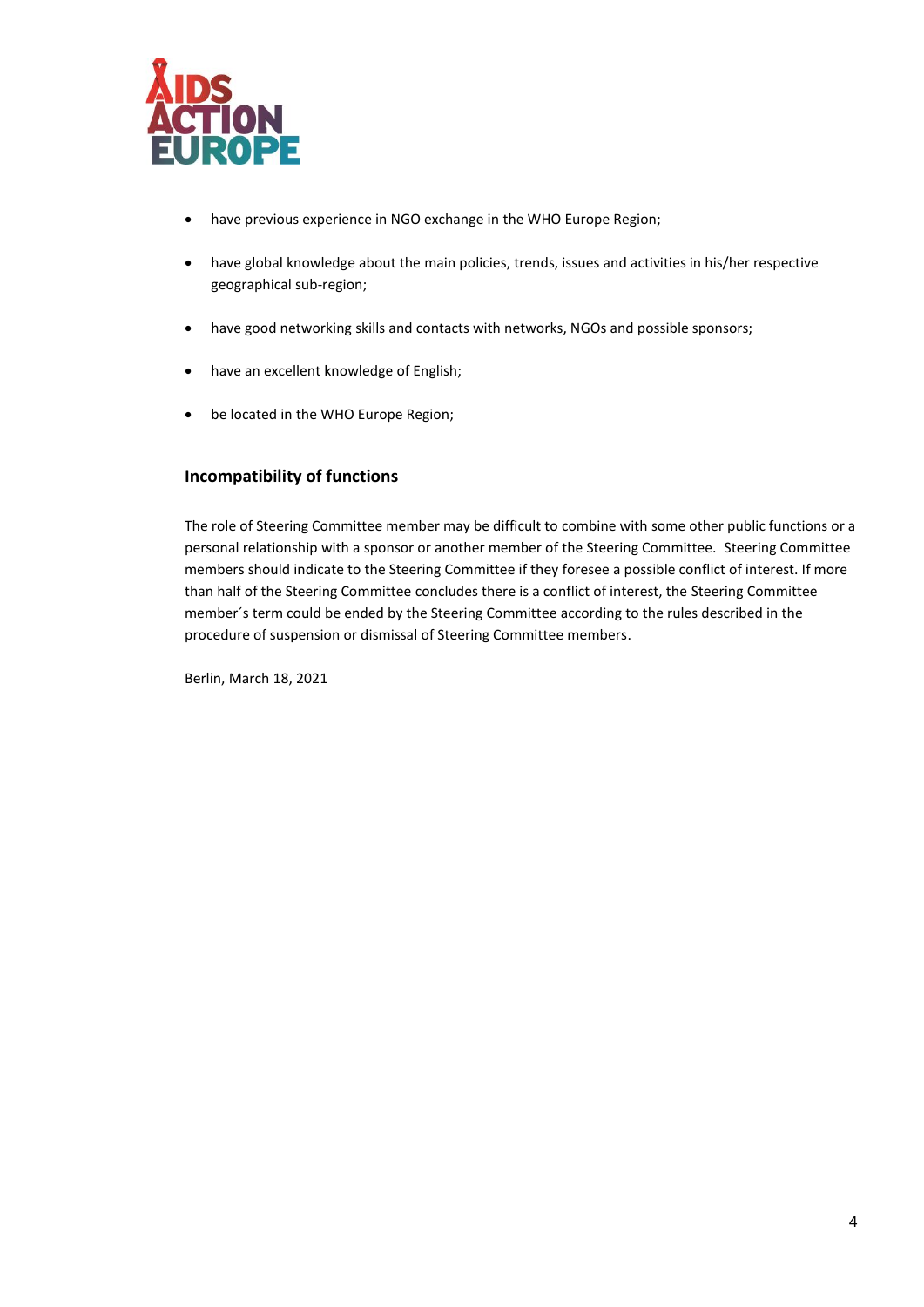- have previous experience in NGO exchange in the WHO Europe Region;
- have global knowledge about the main policies, trends, issues and activities in his/her respective geographical sub-region;
- have good networking skills and contacts with networks, NGOs and possible sponsors;
- have an excellent knowledge of English;
- be located in the WHO Europe Region;

### Incompatibility of functions

The role of Steering Committee member may be difficult to combine with some other public functions or a personal relationship with a sponsor or another member of the Steering Committee.  Steering Committee members should indicate to the Steering Committee if they foresee a possible conflict of interest. If more than half of the Steering Committee concludes there is a conflict of interest, the Steering Committee member´s term could be ended by the Steering Committee according to the rules described in the procedure of suspension or dismissal of Steering Committee members.

Berlin, March 18, 2021